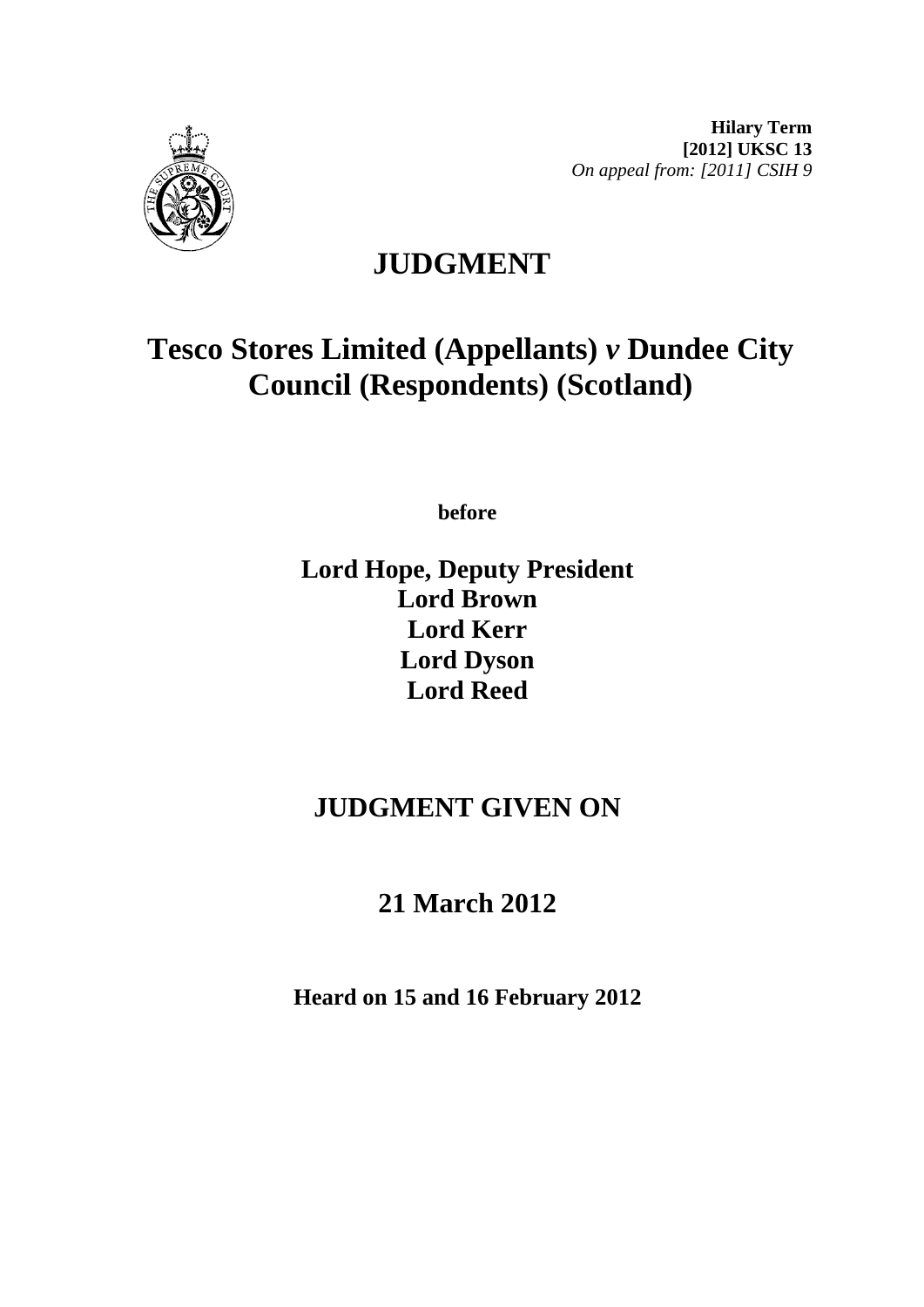**Hilary Term**
**[2012] UKSC 13**
*On appeal from: [2011] CSIH 9*

# JUDGMENT

## Tesco Stores Limited (Appellants) *v* Dundee City Council (Respondents) (Scotland)

**before**

**Lord Hope, Deputy President**
**Lord Brown**
**Lord Kerr**
**Lord Dyson**
**Lord Reed**

## JUDGMENT GIVEN ON

## 21 March 2012

**Heard on 15 and 16 February 2012**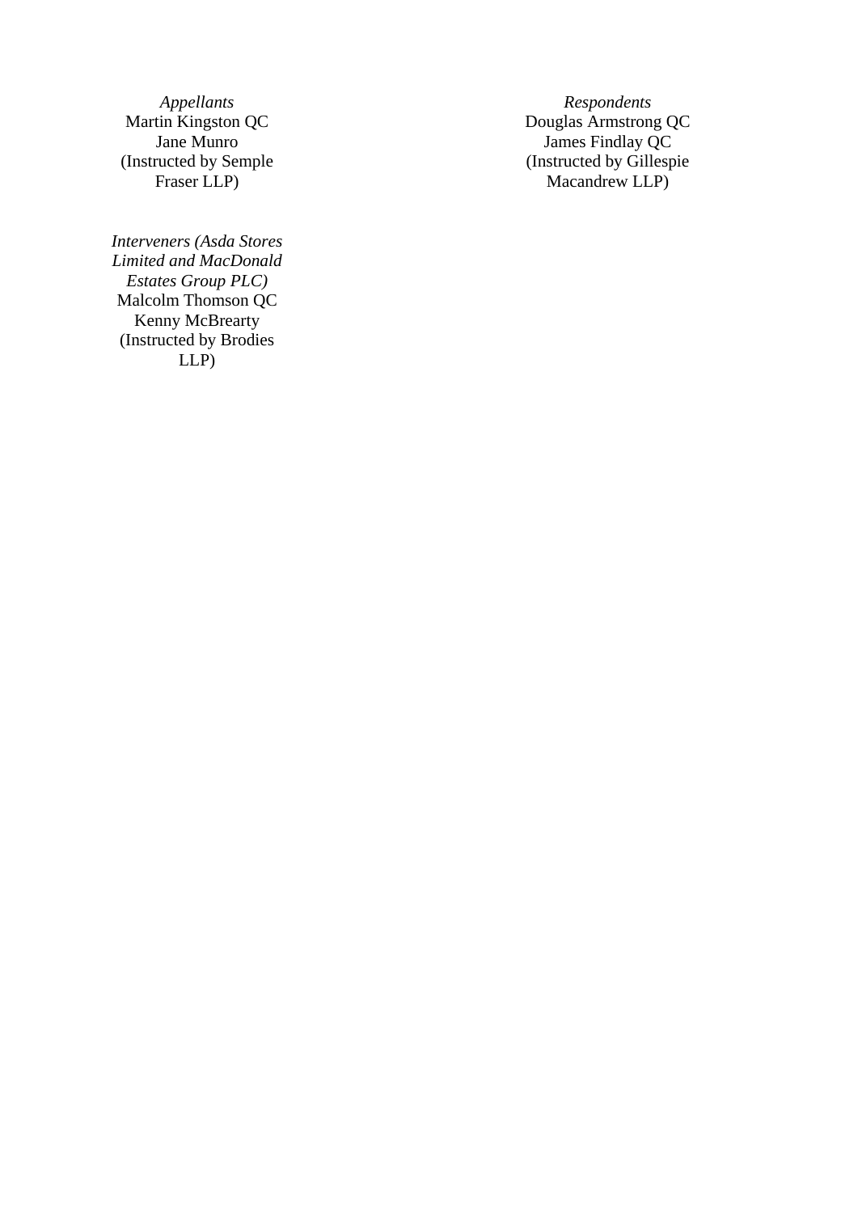| *Appellants* | *Respondents* |
|---|---|
| Martin Kingston QC | Douglas Armstrong QC |
| Jane Munro | James Findlay QC |
| (Instructed by Semple Fraser LLP) | (Instructed by Gillespie Macandrew LLP) |

*Interveners (Asda Stores Limited and MacDonald Estates Group PLC)*
Malcolm Thomson QC
Kenny McBrearty
(Instructed by Brodies LLP)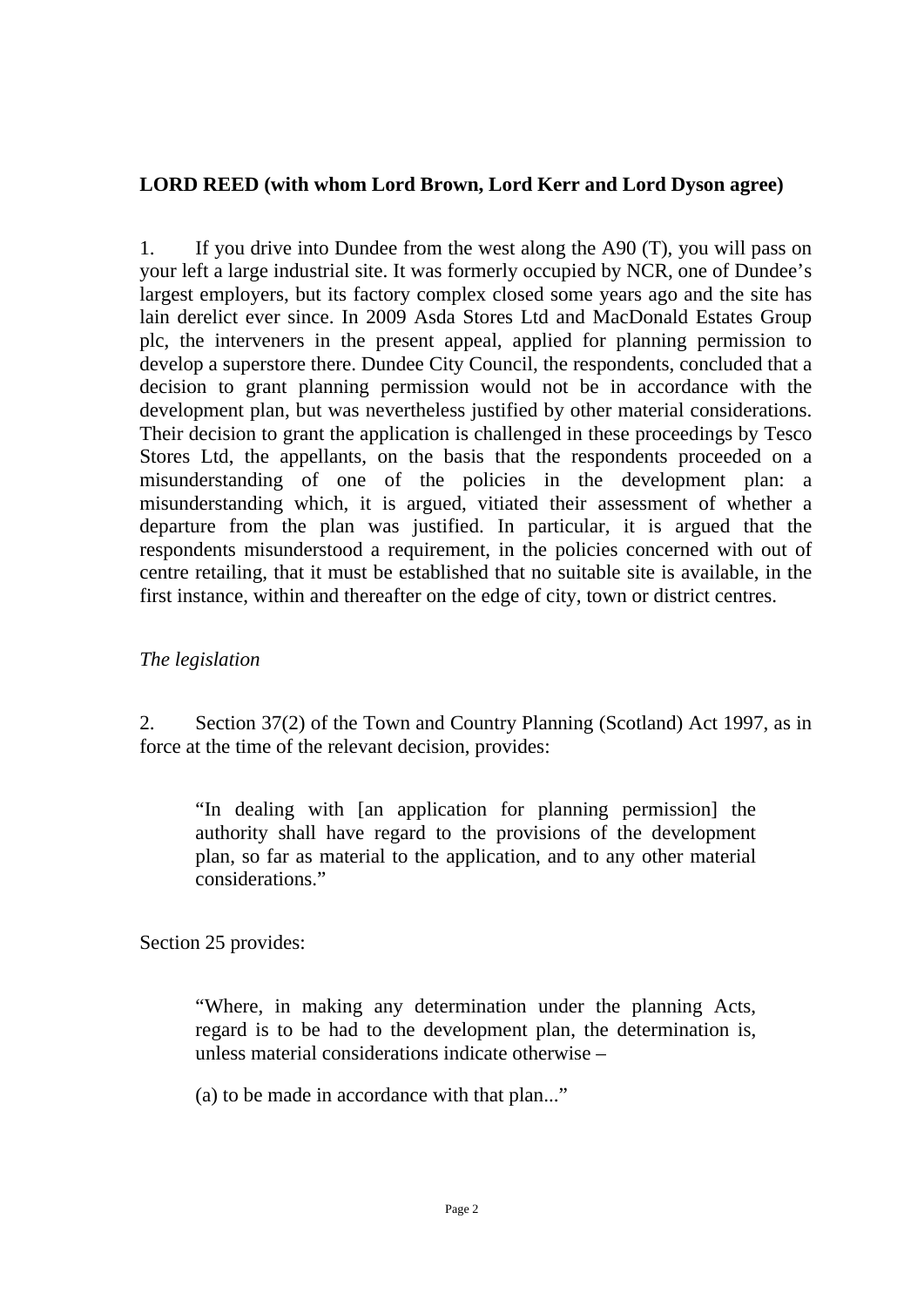**LORD REED (with whom Lord Brown, Lord Kerr and Lord Dyson agree)**

1. If you drive into Dundee from the west along the A90 (T), you will pass on your left a large industrial site. It was formerly occupied by NCR, one of Dundee's largest employers, but its factory complex closed some years ago and the site has lain derelict ever since. In 2009 Asda Stores Ltd and MacDonald Estates Group plc, the interveners in the present appeal, applied for planning permission to develop a superstore there. Dundee City Council, the respondents, concluded that a decision to grant planning permission would not be in accordance with the development plan, but was nevertheless justified by other material considerations. Their decision to grant the application is challenged in these proceedings by Tesco Stores Ltd, the appellants, on the basis that the respondents proceeded on a misunderstanding of one of the policies in the development plan: a misunderstanding which, it is argued, vitiated their assessment of whether a departure from the plan was justified. In particular, it is argued that the respondents misunderstood a requirement, in the policies concerned with out of centre retailing, that it must be established that no suitable site is available, in the first instance, within and thereafter on the edge of city, town or district centres.

*The legislation*

2. Section 37(2) of the Town and Country Planning (Scotland) Act 1997, as in force at the time of the relevant decision, provides:

> "In dealing with [an application for planning permission] the authority shall have regard to the provisions of the development plan, so far as material to the application, and to any other material considerations."

Section 25 provides:

> "Where, in making any determination under the planning Acts, regard is to be had to the development plan, the determination is, unless material considerations indicate otherwise –
>
> (a) to be made in accordance with that plan..."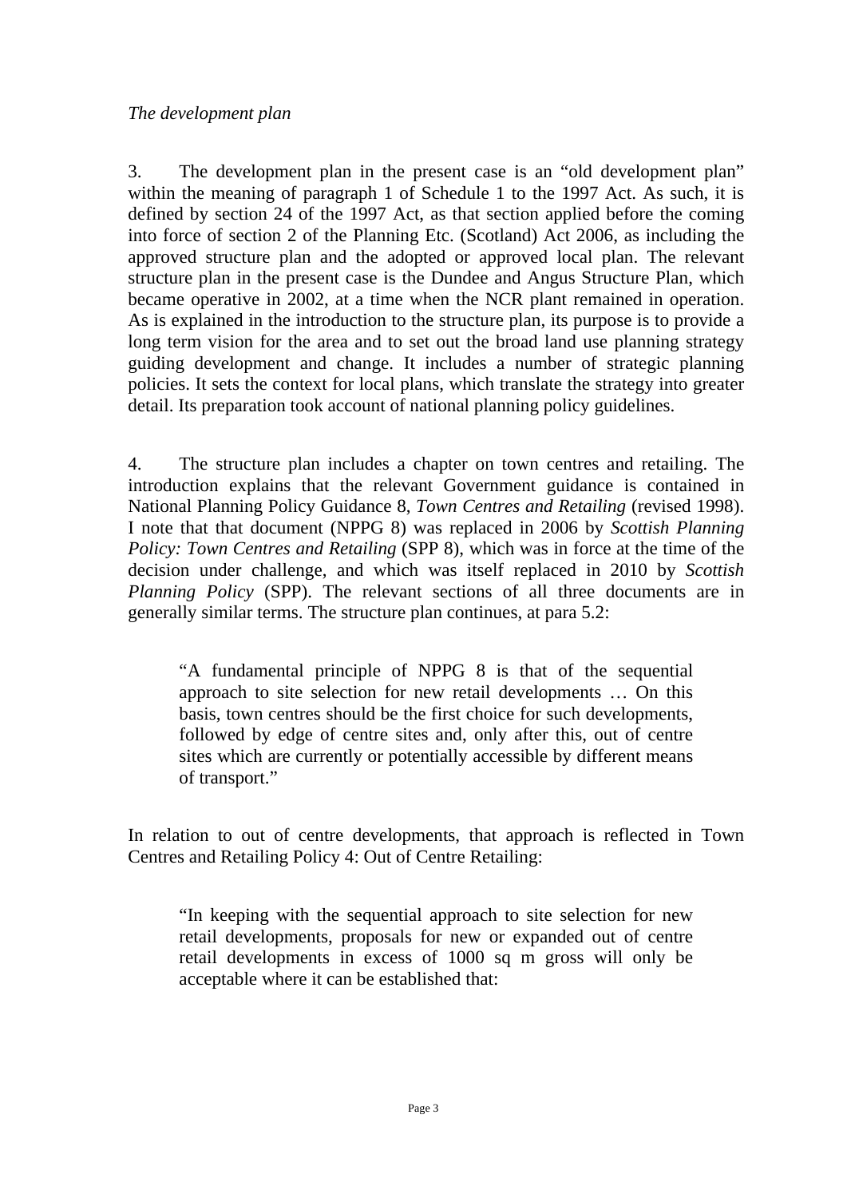*The development plan*

3. The development plan in the present case is an "old development plan" within the meaning of paragraph 1 of Schedule 1 to the 1997 Act. As such, it is defined by section 24 of the 1997 Act, as that section applied before the coming into force of section 2 of the Planning Etc. (Scotland) Act 2006, as including the approved structure plan and the adopted or approved local plan. The relevant structure plan in the present case is the Dundee and Angus Structure Plan, which became operative in 2002, at a time when the NCR plant remained in operation. As is explained in the introduction to the structure plan, its purpose is to provide a long term vision for the area and to set out the broad land use planning strategy guiding development and change. It includes a number of strategic planning policies. It sets the context for local plans, which translate the strategy into greater detail. Its preparation took account of national planning policy guidelines.

4. The structure plan includes a chapter on town centres and retailing. The introduction explains that the relevant Government guidance is contained in National Planning Policy Guidance 8, *Town Centres and Retailing* (revised 1998). I note that that document (NPPG 8) was replaced in 2006 by *Scottish Planning Policy: Town Centres and Retailing* (SPP 8), which was in force at the time of the decision under challenge, and which was itself replaced in 2010 by *Scottish Planning Policy* (SPP). The relevant sections of all three documents are in generally similar terms. The structure plan continues, at para 5.2:

> "A fundamental principle of NPPG 8 is that of the sequential approach to site selection for new retail developments … On this basis, town centres should be the first choice for such developments, followed by edge of centre sites and, only after this, out of centre sites which are currently or potentially accessible by different means of transport."

In relation to out of centre developments, that approach is reflected in Town Centres and Retailing Policy 4: Out of Centre Retailing:

> "In keeping with the sequential approach to site selection for new retail developments, proposals for new or expanded out of centre retail developments in excess of 1000 sq m gross will only be acceptable where it can be established that: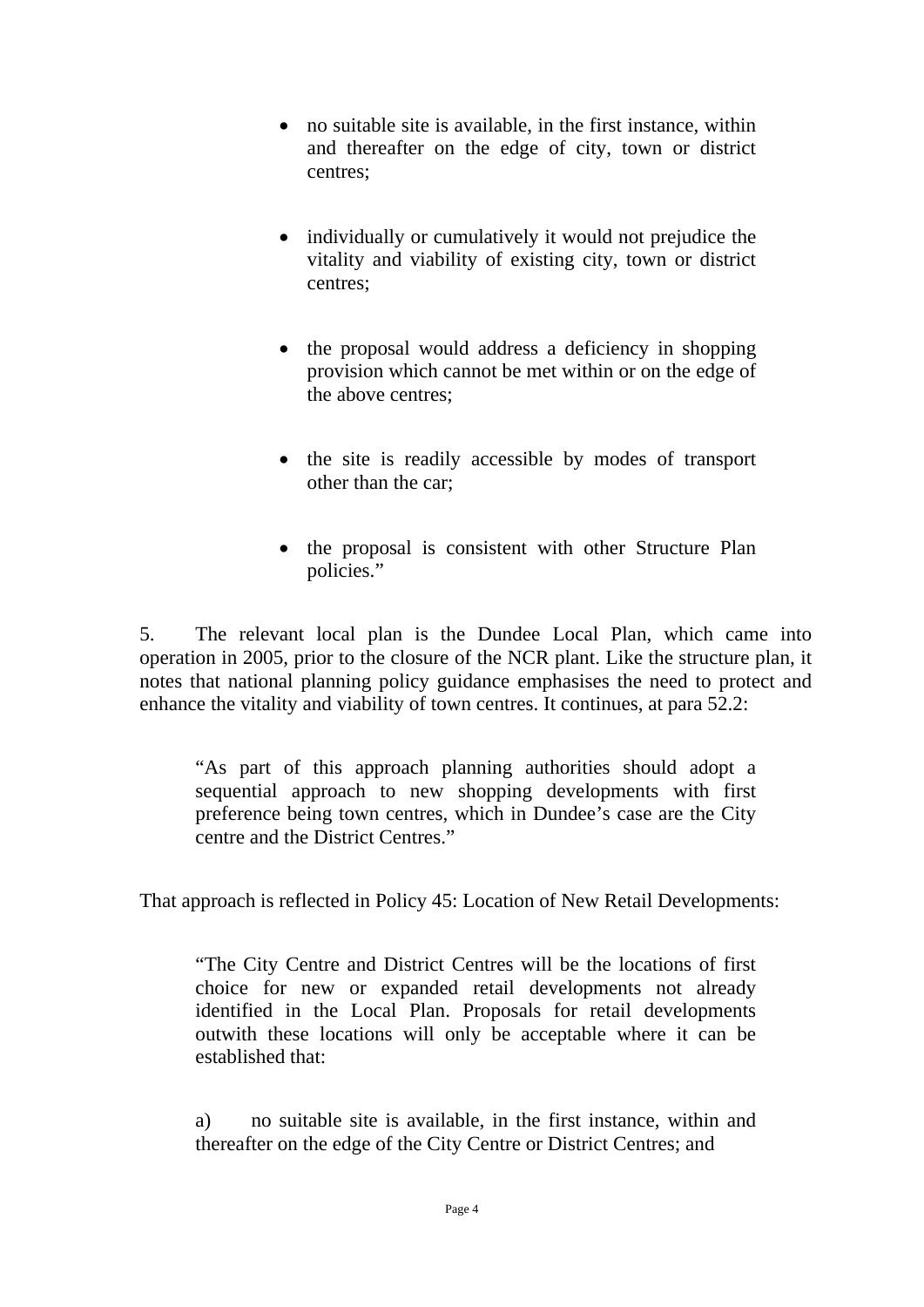- no suitable site is available, in the first instance, within and thereafter on the edge of city, town or district centres;

- individually or cumulatively it would not prejudice the vitality and viability of existing city, town or district centres;

- the proposal would address a deficiency in shopping provision which cannot be met within or on the edge of the above centres;

- the site is readily accessible by modes of transport other than the car;

- the proposal is consistent with other Structure Plan policies."

5. The relevant local plan is the Dundee Local Plan, which came into operation in 2005, prior to the closure of the NCR plant. Like the structure plan, it notes that national planning policy guidance emphasises the need to protect and enhance the vitality and viability of town centres. It continues, at para 52.2:

> "As part of this approach planning authorities should adopt a sequential approach to new shopping developments with first preference being town centres, which in Dundee's case are the City centre and the District Centres."

That approach is reflected in Policy 45: Location of New Retail Developments:

> "The City Centre and District Centres will be the locations of first choice for new or expanded retail developments not already identified in the Local Plan. Proposals for retail developments outwith these locations will only be acceptable where it can be established that:
>
> a) no suitable site is available, in the first instance, within and thereafter on the edge of the City Centre or District Centres; and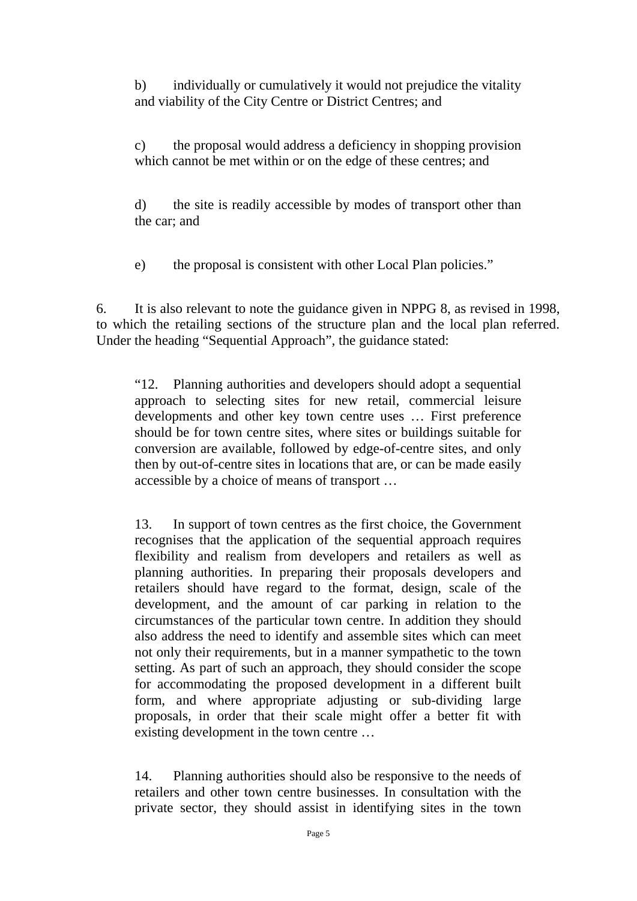> b) individually or cumulatively it would not prejudice the vitality and viability of the City Centre or District Centres; and
>
> c) the proposal would address a deficiency in shopping provision which cannot be met within or on the edge of these centres; and
>
> d) the site is readily accessible by modes of transport other than the car; and
>
> e) the proposal is consistent with other Local Plan policies."

6. It is also relevant to note the guidance given in NPPG 8, as revised in 1998, to which the retailing sections of the structure plan and the local plan referred. Under the heading "Sequential Approach", the guidance stated:

> "12. Planning authorities and developers should adopt a sequential approach to selecting sites for new retail, commercial leisure developments and other key town centre uses … First preference should be for town centre sites, where sites or buildings suitable for conversion are available, followed by edge-of-centre sites, and only then by out-of-centre sites in locations that are, or can be made easily accessible by a choice of means of transport …
>
> 13. In support of town centres as the first choice, the Government recognises that the application of the sequential approach requires flexibility and realism from developers and retailers as well as planning authorities. In preparing their proposals developers and retailers should have regard to the format, design, scale of the development, and the amount of car parking in relation to the circumstances of the particular town centre. In addition they should also address the need to identify and assemble sites which can meet not only their requirements, but in a manner sympathetic to the town setting. As part of such an approach, they should consider the scope for accommodating the proposed development in a different built form, and where appropriate adjusting or sub-dividing large proposals, in order that their scale might offer a better fit with existing development in the town centre …
>
> 14. Planning authorities should also be responsive to the needs of retailers and other town centre businesses. In consultation with the private sector, they should assist in identifying sites in the town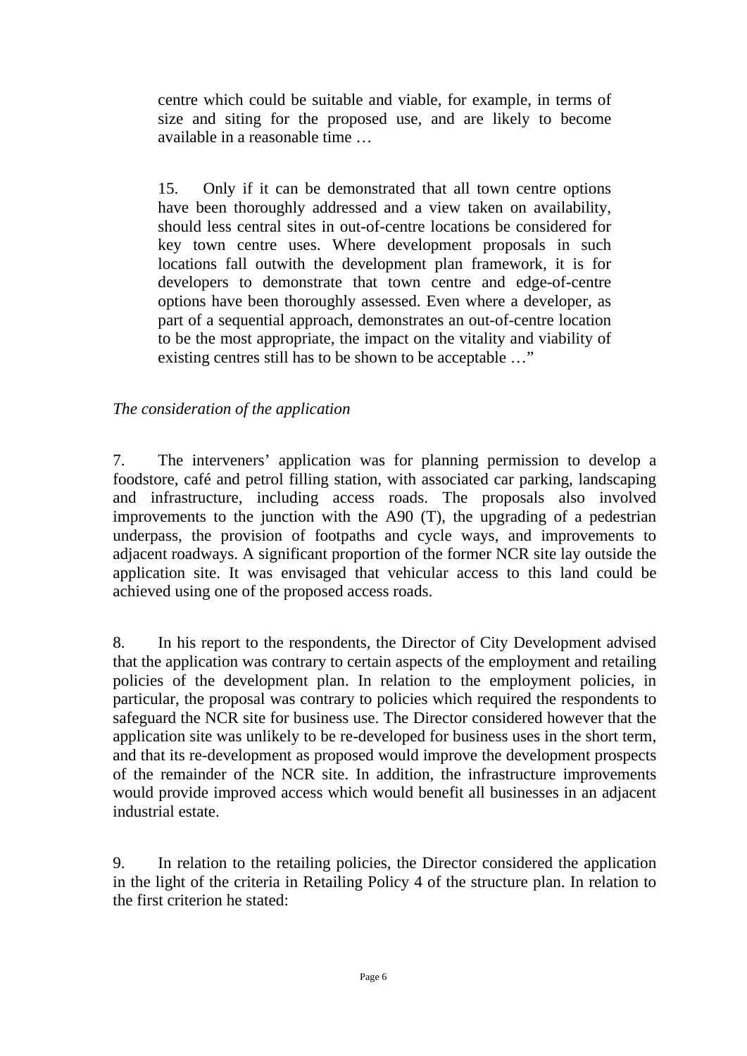> centre which could be suitable and viable, for example, in terms of size and siting for the proposed use, and are likely to become available in a reasonable time …
>
> 15. Only if it can be demonstrated that all town centre options have been thoroughly addressed and a view taken on availability, should less central sites in out-of-centre locations be considered for key town centre uses. Where development proposals in such locations fall outwith the development plan framework, it is for developers to demonstrate that town centre and edge-of-centre options have been thoroughly assessed. Even where a developer, as part of a sequential approach, demonstrates an out-of-centre location to be the most appropriate, the impact on the vitality and viability of existing centres still has to be shown to be acceptable …"

*The consideration of the application*

7. The interveners' application was for planning permission to develop a foodstore, café and petrol filling station, with associated car parking, landscaping and infrastructure, including access roads. The proposals also involved improvements to the junction with the A90 (T), the upgrading of a pedestrian underpass, the provision of footpaths and cycle ways, and improvements to adjacent roadways. A significant proportion of the former NCR site lay outside the application site. It was envisaged that vehicular access to this land could be achieved using one of the proposed access roads.

8. In his report to the respondents, the Director of City Development advised that the application was contrary to certain aspects of the employment and retailing policies of the development plan. In relation to the employment policies, in particular, the proposal was contrary to policies which required the respondents to safeguard the NCR site for business use. The Director considered however that the application site was unlikely to be re-developed for business uses in the short term, and that its re-development as proposed would improve the development prospects of the remainder of the NCR site. In addition, the infrastructure improvements would provide improved access which would benefit all businesses in an adjacent industrial estate.

9. In relation to the retailing policies, the Director considered the application in the light of the criteria in Retailing Policy 4 of the structure plan. In relation to the first criterion he stated: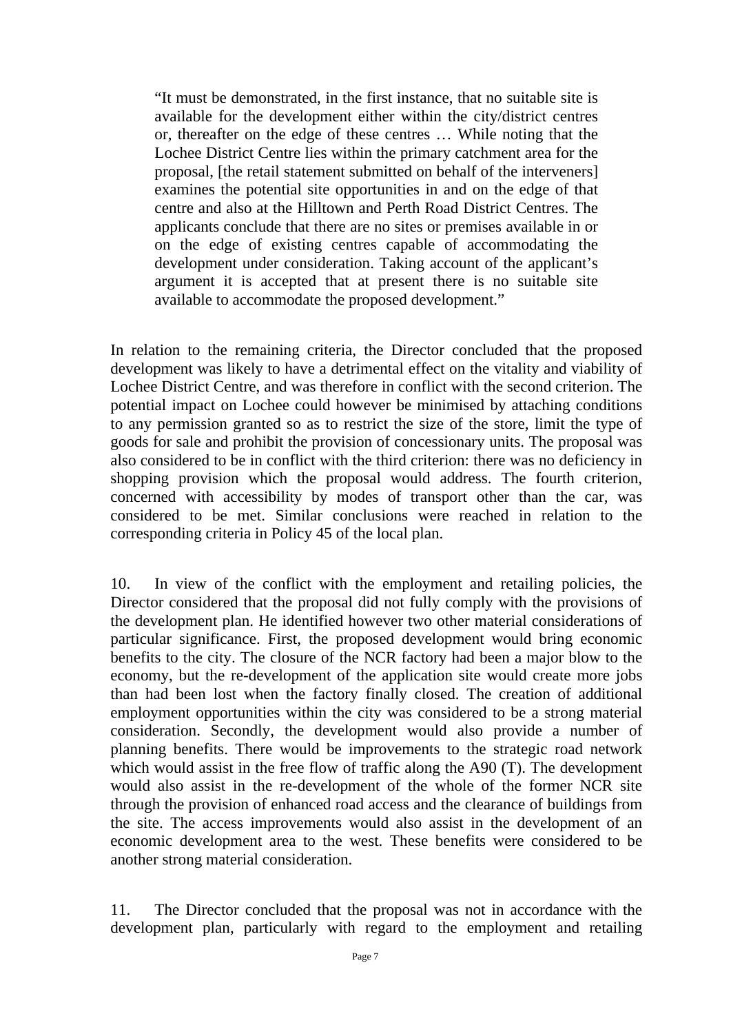> "It must be demonstrated, in the first instance, that no suitable site is available for the development either within the city/district centres or, thereafter on the edge of these centres … While noting that the Lochee District Centre lies within the primary catchment area for the proposal, [the retail statement submitted on behalf of the interveners] examines the potential site opportunities in and on the edge of that centre and also at the Hilltown and Perth Road District Centres. The applicants conclude that there are no sites or premises available in or on the edge of existing centres capable of accommodating the development under consideration. Taking account of the applicant's argument it is accepted that at present there is no suitable site available to accommodate the proposed development."

In relation to the remaining criteria, the Director concluded that the proposed development was likely to have a detrimental effect on the vitality and viability of Lochee District Centre, and was therefore in conflict with the second criterion. The potential impact on Lochee could however be minimised by attaching conditions to any permission granted so as to restrict the size of the store, limit the type of goods for sale and prohibit the provision of concessionary units. The proposal was also considered to be in conflict with the third criterion: there was no deficiency in shopping provision which the proposal would address. The fourth criterion, concerned with accessibility by modes of transport other than the car, was considered to be met. Similar conclusions were reached in relation to the corresponding criteria in Policy 45 of the local plan.

10. In view of the conflict with the employment and retailing policies, the Director considered that the proposal did not fully comply with the provisions of the development plan. He identified however two other material considerations of particular significance. First, the proposed development would bring economic benefits to the city. The closure of the NCR factory had been a major blow to the economy, but the re-development of the application site would create more jobs than had been lost when the factory finally closed. The creation of additional employment opportunities within the city was considered to be a strong material consideration. Secondly, the development would also provide a number of planning benefits. There would be improvements to the strategic road network which would assist in the free flow of traffic along the A90 (T). The development would also assist in the re-development of the whole of the former NCR site through the provision of enhanced road access and the clearance of buildings from the site. The access improvements would also assist in the development of an economic development area to the west. These benefits were considered to be another strong material consideration.

11. The Director concluded that the proposal was not in accordance with the development plan, particularly with regard to the employment and retailing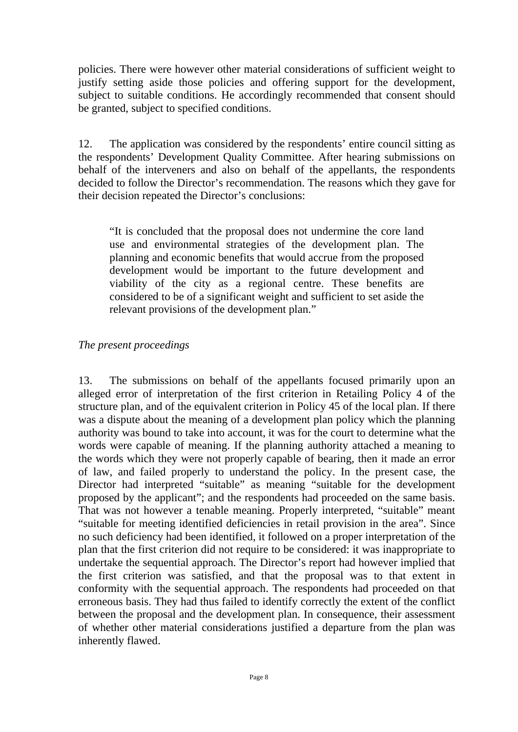policies. There were however other material considerations of sufficient weight to justify setting aside those policies and offering support for the development, subject to suitable conditions. He accordingly recommended that consent should be granted, subject to specified conditions.

12. The application was considered by the respondents' entire council sitting as the respondents' Development Quality Committee. After hearing submissions on behalf of the interveners and also on behalf of the appellants, the respondents decided to follow the Director's recommendation. The reasons which they gave for their decision repeated the Director's conclusions:

> "It is concluded that the proposal does not undermine the core land use and environmental strategies of the development plan. The planning and economic benefits that would accrue from the proposed development would be important to the future development and viability of the city as a regional centre. These benefits are considered to be of a significant weight and sufficient to set aside the relevant provisions of the development plan."

*The present proceedings*

13. The submissions on behalf of the appellants focused primarily upon an alleged error of interpretation of the first criterion in Retailing Policy 4 of the structure plan, and of the equivalent criterion in Policy 45 of the local plan. If there was a dispute about the meaning of a development plan policy which the planning authority was bound to take into account, it was for the court to determine what the words were capable of meaning. If the planning authority attached a meaning to the words which they were not properly capable of bearing, then it made an error of law, and failed properly to understand the policy. In the present case, the Director had interpreted "suitable" as meaning "suitable for the development proposed by the applicant"; and the respondents had proceeded on the same basis. That was not however a tenable meaning. Properly interpreted, "suitable" meant "suitable for meeting identified deficiencies in retail provision in the area". Since no such deficiency had been identified, it followed on a proper interpretation of the plan that the first criterion did not require to be considered: it was inappropriate to undertake the sequential approach. The Director's report had however implied that the first criterion was satisfied, and that the proposal was to that extent in conformity with the sequential approach. The respondents had proceeded on that erroneous basis. They had thus failed to identify correctly the extent of the conflict between the proposal and the development plan. In consequence, their assessment of whether other material considerations justified a departure from the plan was inherently flawed.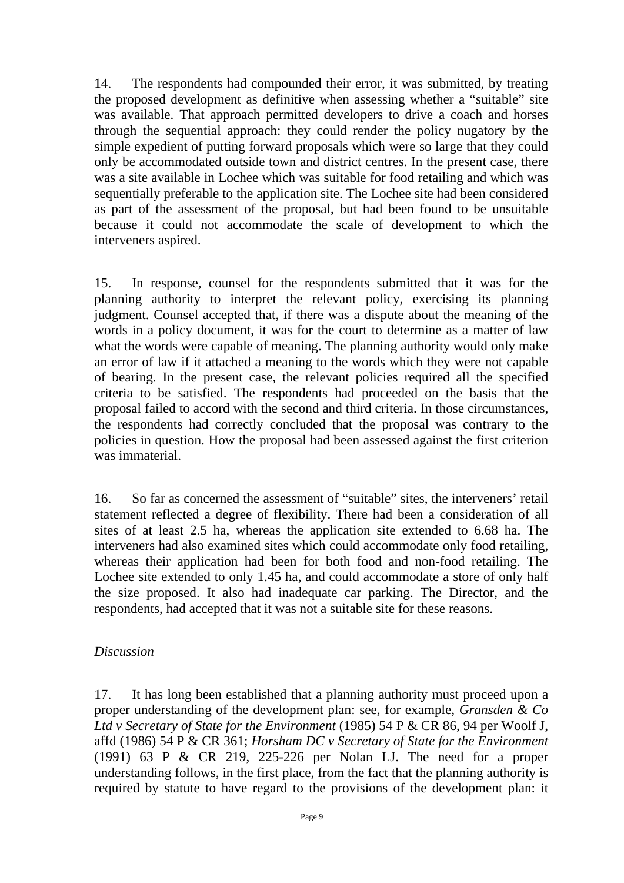14. The respondents had compounded their error, it was submitted, by treating the proposed development as definitive when assessing whether a "suitable" site was available. That approach permitted developers to drive a coach and horses through the sequential approach: they could render the policy nugatory by the simple expedient of putting forward proposals which were so large that they could only be accommodated outside town and district centres. In the present case, there was a site available in Lochee which was suitable for food retailing and which was sequentially preferable to the application site. The Lochee site had been considered as part of the assessment of the proposal, but had been found to be unsuitable because it could not accommodate the scale of development to which the interveners aspired.

15. In response, counsel for the respondents submitted that it was for the planning authority to interpret the relevant policy, exercising its planning judgment. Counsel accepted that, if there was a dispute about the meaning of the words in a policy document, it was for the court to determine as a matter of law what the words were capable of meaning. The planning authority would only make an error of law if it attached a meaning to the words which they were not capable of bearing. In the present case, the relevant policies required all the specified criteria to be satisfied. The respondents had proceeded on the basis that the proposal failed to accord with the second and third criteria. In those circumstances, the respondents had correctly concluded that the proposal was contrary to the policies in question. How the proposal had been assessed against the first criterion was immaterial.

16. So far as concerned the assessment of "suitable" sites, the interveners' retail statement reflected a degree of flexibility. There had been a consideration of all sites of at least 2.5 ha, whereas the application site extended to 6.68 ha. The interveners had also examined sites which could accommodate only food retailing, whereas their application had been for both food and non-food retailing. The Lochee site extended to only 1.45 ha, and could accommodate a store of only half the size proposed. It also had inadequate car parking. The Director, and the respondents, had accepted that it was not a suitable site for these reasons.

*Discussion*

17. It has long been established that a planning authority must proceed upon a proper understanding of the development plan: see, for example, *Gransden & Co Ltd v Secretary of State for the Environment* (1985) 54 P & CR 86, 94 per Woolf J, affd (1986) 54 P & CR 361; *Horsham DC v Secretary of State for the Environment* (1991) 63 P & CR 219, 225-226 per Nolan LJ. The need for a proper understanding follows, in the first place, from the fact that the planning authority is required by statute to have regard to the provisions of the development plan: it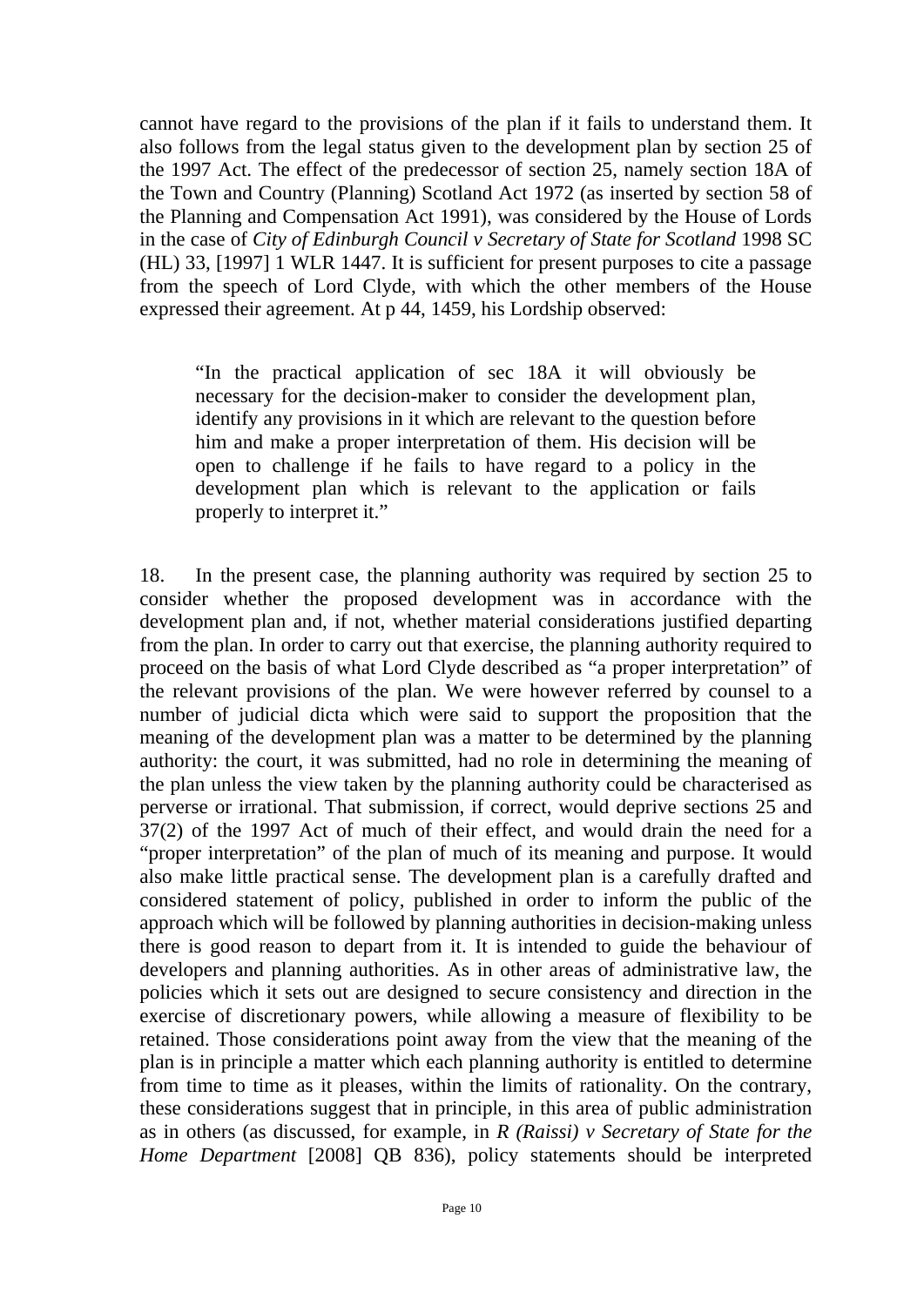cannot have regard to the provisions of the plan if it fails to understand them. It also follows from the legal status given to the development plan by section 25 of the 1997 Act. The effect of the predecessor of section 25, namely section 18A of the Town and Country (Planning) Scotland Act 1972 (as inserted by section 58 of the Planning and Compensation Act 1991), was considered by the House of Lords in the case of *City of Edinburgh Council v Secretary of State for Scotland* 1998 SC (HL) 33, [1997] 1 WLR 1447. It is sufficient for present purposes to cite a passage from the speech of Lord Clyde, with which the other members of the House expressed their agreement. At p 44, 1459, his Lordship observed:

> "In the practical application of sec 18A it will obviously be necessary for the decision-maker to consider the development plan, identify any provisions in it which are relevant to the question before him and make a proper interpretation of them. His decision will be open to challenge if he fails to have regard to a policy in the development plan which is relevant to the application or fails properly to interpret it."

18. In the present case, the planning authority was required by section 25 to consider whether the proposed development was in accordance with the development plan and, if not, whether material considerations justified departing from the plan. In order to carry out that exercise, the planning authority required to proceed on the basis of what Lord Clyde described as "a proper interpretation" of the relevant provisions of the plan. We were however referred by counsel to a number of judicial dicta which were said to support the proposition that the meaning of the development plan was a matter to be determined by the planning authority: the court, it was submitted, had no role in determining the meaning of the plan unless the view taken by the planning authority could be characterised as perverse or irrational. That submission, if correct, would deprive sections 25 and 37(2) of the 1997 Act of much of their effect, and would drain the need for a "proper interpretation" of the plan of much of its meaning and purpose. It would also make little practical sense. The development plan is a carefully drafted and considered statement of policy, published in order to inform the public of the approach which will be followed by planning authorities in decision-making unless there is good reason to depart from it. It is intended to guide the behaviour of developers and planning authorities. As in other areas of administrative law, the policies which it sets out are designed to secure consistency and direction in the exercise of discretionary powers, while allowing a measure of flexibility to be retained. Those considerations point away from the view that the meaning of the plan is in principle a matter which each planning authority is entitled to determine from time to time as it pleases, within the limits of rationality. On the contrary, these considerations suggest that in principle, in this area of public administration as in others (as discussed, for example, in *R (Raissi) v Secretary of State for the Home Department* [2008] QB 836), policy statements should be interpreted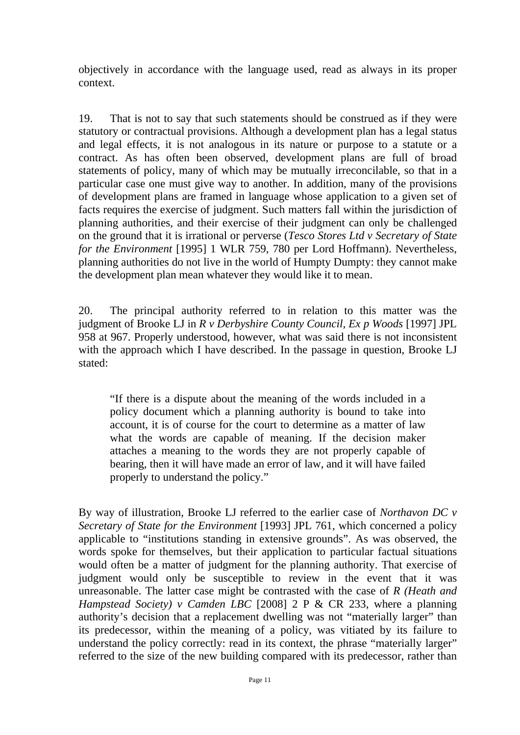objectively in accordance with the language used, read as always in its proper context.

19. That is not to say that such statements should be construed as if they were statutory or contractual provisions. Although a development plan has a legal status and legal effects, it is not analogous in its nature or purpose to a statute or a contract. As has often been observed, development plans are full of broad statements of policy, many of which may be mutually irreconcilable, so that in a particular case one must give way to another. In addition, many of the provisions of development plans are framed in language whose application to a given set of facts requires the exercise of judgment. Such matters fall within the jurisdiction of planning authorities, and their exercise of their judgment can only be challenged on the ground that it is irrational or perverse (*Tesco Stores Ltd v Secretary of State for the Environment* [1995] 1 WLR 759, 780 per Lord Hoffmann). Nevertheless, planning authorities do not live in the world of Humpty Dumpty: they cannot make the development plan mean whatever they would like it to mean.

20. The principal authority referred to in relation to this matter was the judgment of Brooke LJ in *R v Derbyshire County Council, Ex p Woods* [1997] JPL 958 at 967. Properly understood, however, what was said there is not inconsistent with the approach which I have described. In the passage in question, Brooke LJ stated:

> "If there is a dispute about the meaning of the words included in a policy document which a planning authority is bound to take into account, it is of course for the court to determine as a matter of law what the words are capable of meaning. If the decision maker attaches a meaning to the words they are not properly capable of bearing, then it will have made an error of law, and it will have failed properly to understand the policy."

By way of illustration, Brooke LJ referred to the earlier case of *Northavon DC v Secretary of State for the Environment* [1993] JPL 761, which concerned a policy applicable to "institutions standing in extensive grounds". As was observed, the words spoke for themselves, but their application to particular factual situations would often be a matter of judgment for the planning authority. That exercise of judgment would only be susceptible to review in the event that it was unreasonable. The latter case might be contrasted with the case of *R (Heath and Hampstead Society) v Camden LBC* [2008] 2 P & CR 233, where a planning authority's decision that a replacement dwelling was not "materially larger" than its predecessor, within the meaning of a policy, was vitiated by its failure to understand the policy correctly: read in its context, the phrase "materially larger" referred to the size of the new building compared with its predecessor, rather than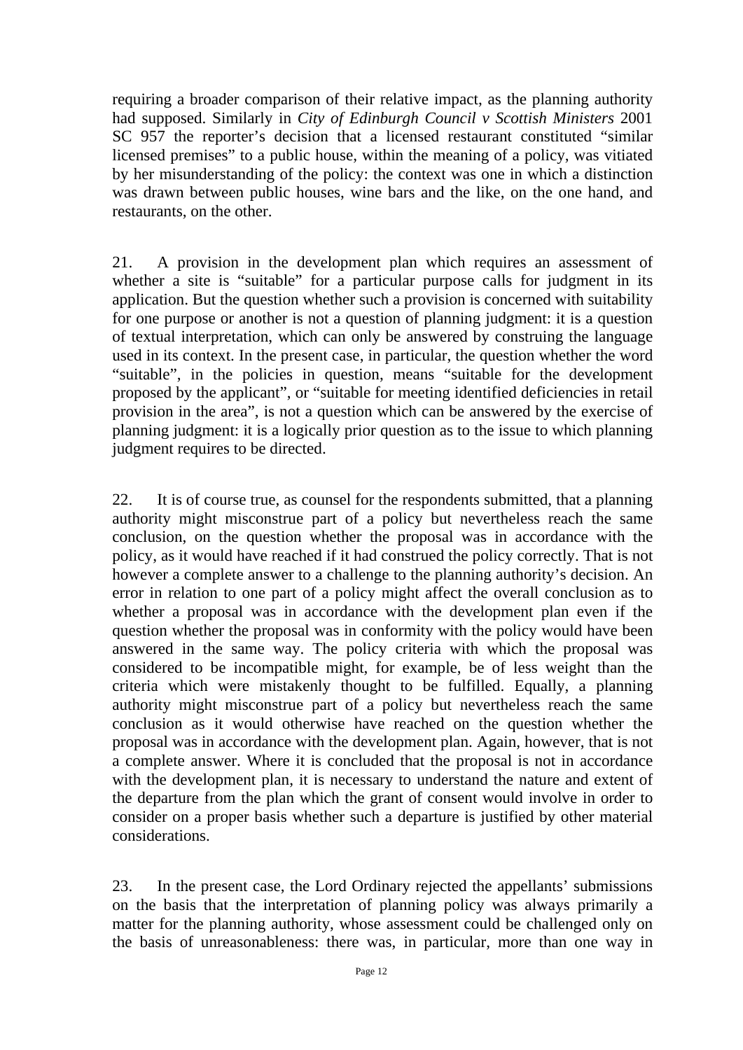requiring a broader comparison of their relative impact, as the planning authority had supposed. Similarly in *City of Edinburgh Council v Scottish Ministers* 2001 SC 957 the reporter's decision that a licensed restaurant constituted "similar licensed premises" to a public house, within the meaning of a policy, was vitiated by her misunderstanding of the policy: the context was one in which a distinction was drawn between public houses, wine bars and the like, on the one hand, and restaurants, on the other.

21. A provision in the development plan which requires an assessment of whether a site is "suitable" for a particular purpose calls for judgment in its application. But the question whether such a provision is concerned with suitability for one purpose or another is not a question of planning judgment: it is a question of textual interpretation, which can only be answered by construing the language used in its context. In the present case, in particular, the question whether the word "suitable", in the policies in question, means "suitable for the development proposed by the applicant", or "suitable for meeting identified deficiencies in retail provision in the area", is not a question which can be answered by the exercise of planning judgment: it is a logically prior question as to the issue to which planning judgment requires to be directed.

22. It is of course true, as counsel for the respondents submitted, that a planning authority might misconstrue part of a policy but nevertheless reach the same conclusion, on the question whether the proposal was in accordance with the policy, as it would have reached if it had construed the policy correctly. That is not however a complete answer to a challenge to the planning authority's decision. An error in relation to one part of a policy might affect the overall conclusion as to whether a proposal was in accordance with the development plan even if the question whether the proposal was in conformity with the policy would have been answered in the same way. The policy criteria with which the proposal was considered to be incompatible might, for example, be of less weight than the criteria which were mistakenly thought to be fulfilled. Equally, a planning authority might misconstrue part of a policy but nevertheless reach the same conclusion as it would otherwise have reached on the question whether the proposal was in accordance with the development plan. Again, however, that is not a complete answer. Where it is concluded that the proposal is not in accordance with the development plan, it is necessary to understand the nature and extent of the departure from the plan which the grant of consent would involve in order to consider on a proper basis whether such a departure is justified by other material considerations.

23. In the present case, the Lord Ordinary rejected the appellants' submissions on the basis that the interpretation of planning policy was always primarily a matter for the planning authority, whose assessment could be challenged only on the basis of unreasonableness: there was, in particular, more than one way in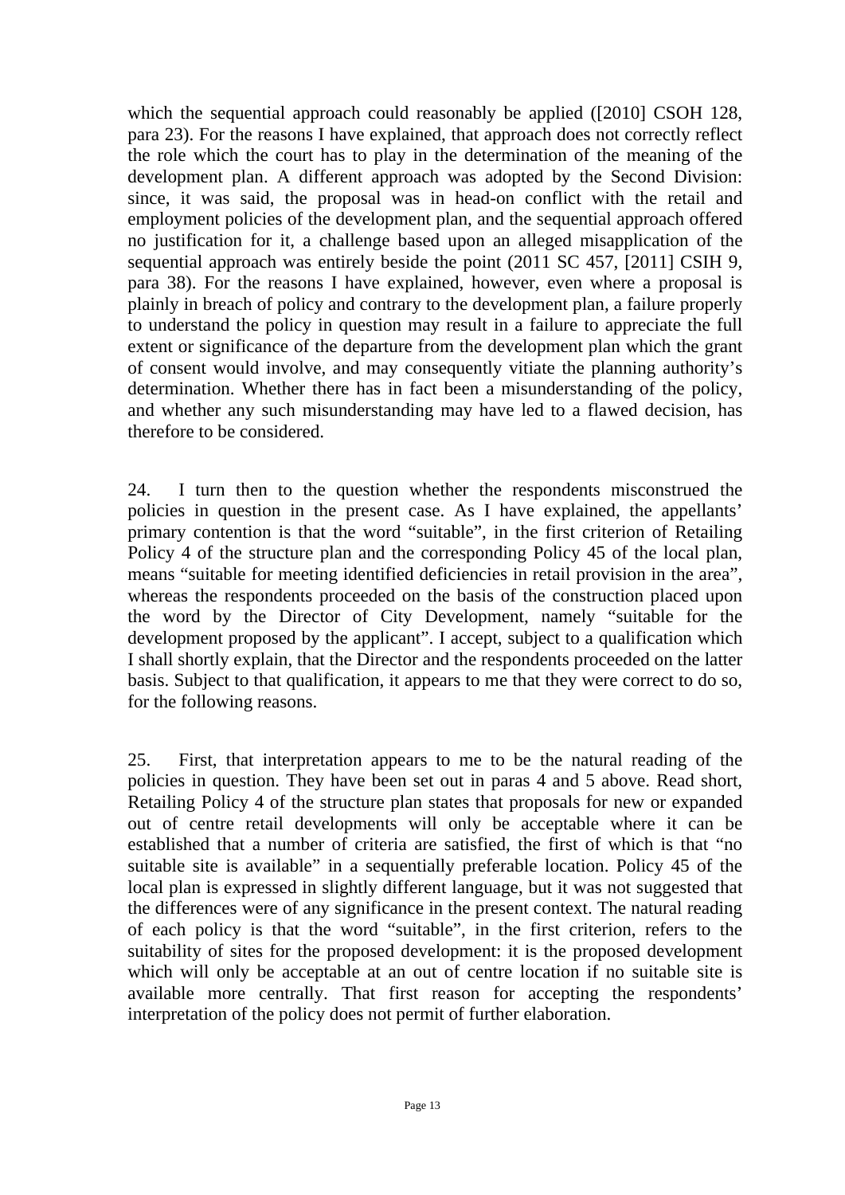which the sequential approach could reasonably be applied ([2010] CSOH 128, para 23). For the reasons I have explained, that approach does not correctly reflect the role which the court has to play in the determination of the meaning of the development plan. A different approach was adopted by the Second Division: since, it was said, the proposal was in head-on conflict with the retail and employment policies of the development plan, and the sequential approach offered no justification for it, a challenge based upon an alleged misapplication of the sequential approach was entirely beside the point (2011 SC 457, [2011] CSIH 9, para 38). For the reasons I have explained, however, even where a proposal is plainly in breach of policy and contrary to the development plan, a failure properly to understand the policy in question may result in a failure to appreciate the full extent or significance of the departure from the development plan which the grant of consent would involve, and may consequently vitiate the planning authority's determination. Whether there has in fact been a misunderstanding of the policy, and whether any such misunderstanding may have led to a flawed decision, has therefore to be considered.

24. I turn then to the question whether the respondents misconstrued the policies in question in the present case. As I have explained, the appellants' primary contention is that the word "suitable", in the first criterion of Retailing Policy 4 of the structure plan and the corresponding Policy 45 of the local plan, means "suitable for meeting identified deficiencies in retail provision in the area", whereas the respondents proceeded on the basis of the construction placed upon the word by the Director of City Development, namely "suitable for the development proposed by the applicant". I accept, subject to a qualification which I shall shortly explain, that the Director and the respondents proceeded on the latter basis. Subject to that qualification, it appears to me that they were correct to do so, for the following reasons.

25. First, that interpretation appears to me to be the natural reading of the policies in question. They have been set out in paras 4 and 5 above. Read short, Retailing Policy 4 of the structure plan states that proposals for new or expanded out of centre retail developments will only be acceptable where it can be established that a number of criteria are satisfied, the first of which is that "no suitable site is available" in a sequentially preferable location. Policy 45 of the local plan is expressed in slightly different language, but it was not suggested that the differences were of any significance in the present context. The natural reading of each policy is that the word "suitable", in the first criterion, refers to the suitability of sites for the proposed development: it is the proposed development which will only be acceptable at an out of centre location if no suitable site is available more centrally. That first reason for accepting the respondents' interpretation of the policy does not permit of further elaboration.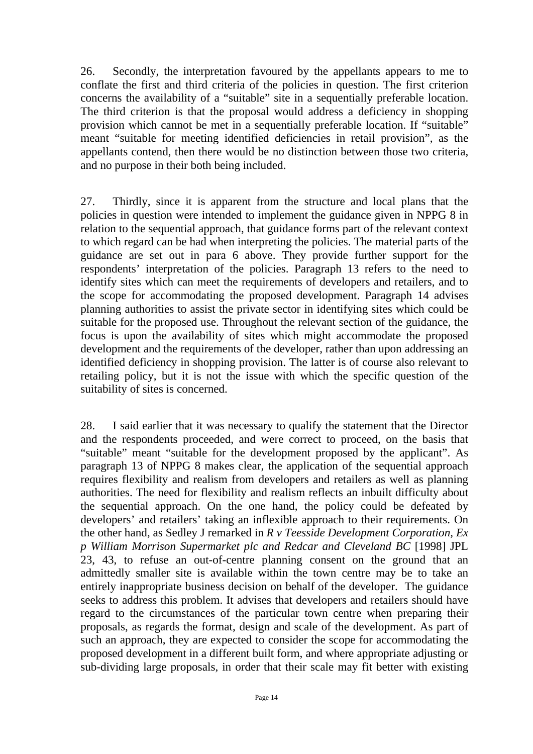26. Secondly, the interpretation favoured by the appellants appears to me to conflate the first and third criteria of the policies in question. The first criterion concerns the availability of a "suitable" site in a sequentially preferable location. The third criterion is that the proposal would address a deficiency in shopping provision which cannot be met in a sequentially preferable location. If "suitable" meant "suitable for meeting identified deficiencies in retail provision", as the appellants contend, then there would be no distinction between those two criteria, and no purpose in their both being included.

27. Thirdly, since it is apparent from the structure and local plans that the policies in question were intended to implement the guidance given in NPPG 8 in relation to the sequential approach, that guidance forms part of the relevant context to which regard can be had when interpreting the policies. The material parts of the guidance are set out in para 6 above. They provide further support for the respondents' interpretation of the policies. Paragraph 13 refers to the need to identify sites which can meet the requirements of developers and retailers, and to the scope for accommodating the proposed development. Paragraph 14 advises planning authorities to assist the private sector in identifying sites which could be suitable for the proposed use. Throughout the relevant section of the guidance, the focus is upon the availability of sites which might accommodate the proposed development and the requirements of the developer, rather than upon addressing an identified deficiency in shopping provision. The latter is of course also relevant to retailing policy, but it is not the issue with which the specific question of the suitability of sites is concerned.

28. I said earlier that it was necessary to qualify the statement that the Director and the respondents proceeded, and were correct to proceed, on the basis that "suitable" meant "suitable for the development proposed by the applicant". As paragraph 13 of NPPG 8 makes clear, the application of the sequential approach requires flexibility and realism from developers and retailers as well as planning authorities. The need for flexibility and realism reflects an inbuilt difficulty about the sequential approach. On the one hand, the policy could be defeated by developers' and retailers' taking an inflexible approach to their requirements. On the other hand, as Sedley J remarked in *R v Teesside Development Corporation, Ex p William Morrison Supermarket plc and Redcar and Cleveland BC* [1998] JPL 23, 43, to refuse an out-of-centre planning consent on the ground that an admittedly smaller site is available within the town centre may be to take an entirely inappropriate business decision on behalf of the developer. The guidance seeks to address this problem. It advises that developers and retailers should have regard to the circumstances of the particular town centre when preparing their proposals, as regards the format, design and scale of the development. As part of such an approach, they are expected to consider the scope for accommodating the proposed development in a different built form, and where appropriate adjusting or sub-dividing large proposals, in order that their scale may fit better with existing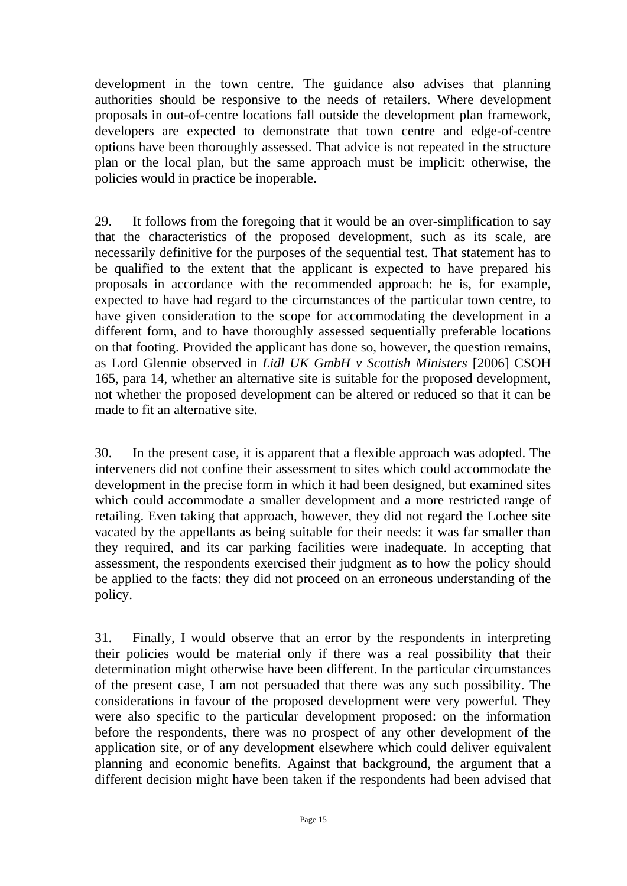development in the town centre. The guidance also advises that planning authorities should be responsive to the needs of retailers. Where development proposals in out-of-centre locations fall outside the development plan framework, developers are expected to demonstrate that town centre and edge-of-centre options have been thoroughly assessed. That advice is not repeated in the structure plan or the local plan, but the same approach must be implicit: otherwise, the policies would in practice be inoperable.

29. It follows from the foregoing that it would be an over-simplification to say that the characteristics of the proposed development, such as its scale, are necessarily definitive for the purposes of the sequential test. That statement has to be qualified to the extent that the applicant is expected to have prepared his proposals in accordance with the recommended approach: he is, for example, expected to have had regard to the circumstances of the particular town centre, to have given consideration to the scope for accommodating the development in a different form, and to have thoroughly assessed sequentially preferable locations on that footing. Provided the applicant has done so, however, the question remains, as Lord Glennie observed in *Lidl UK GmbH v Scottish Ministers* [2006] CSOH 165, para 14, whether an alternative site is suitable for the proposed development, not whether the proposed development can be altered or reduced so that it can be made to fit an alternative site.

30. In the present case, it is apparent that a flexible approach was adopted. The interveners did not confine their assessment to sites which could accommodate the development in the precise form in which it had been designed, but examined sites which could accommodate a smaller development and a more restricted range of retailing. Even taking that approach, however, they did not regard the Lochee site vacated by the appellants as being suitable for their needs: it was far smaller than they required, and its car parking facilities were inadequate. In accepting that assessment, the respondents exercised their judgment as to how the policy should be applied to the facts: they did not proceed on an erroneous understanding of the policy.

31. Finally, I would observe that an error by the respondents in interpreting their policies would be material only if there was a real possibility that their determination might otherwise have been different. In the particular circumstances of the present case, I am not persuaded that there was any such possibility. The considerations in favour of the proposed development were very powerful. They were also specific to the particular development proposed: on the information before the respondents, there was no prospect of any other development of the application site, or of any development elsewhere which could deliver equivalent planning and economic benefits. Against that background, the argument that a different decision might have been taken if the respondents had been advised that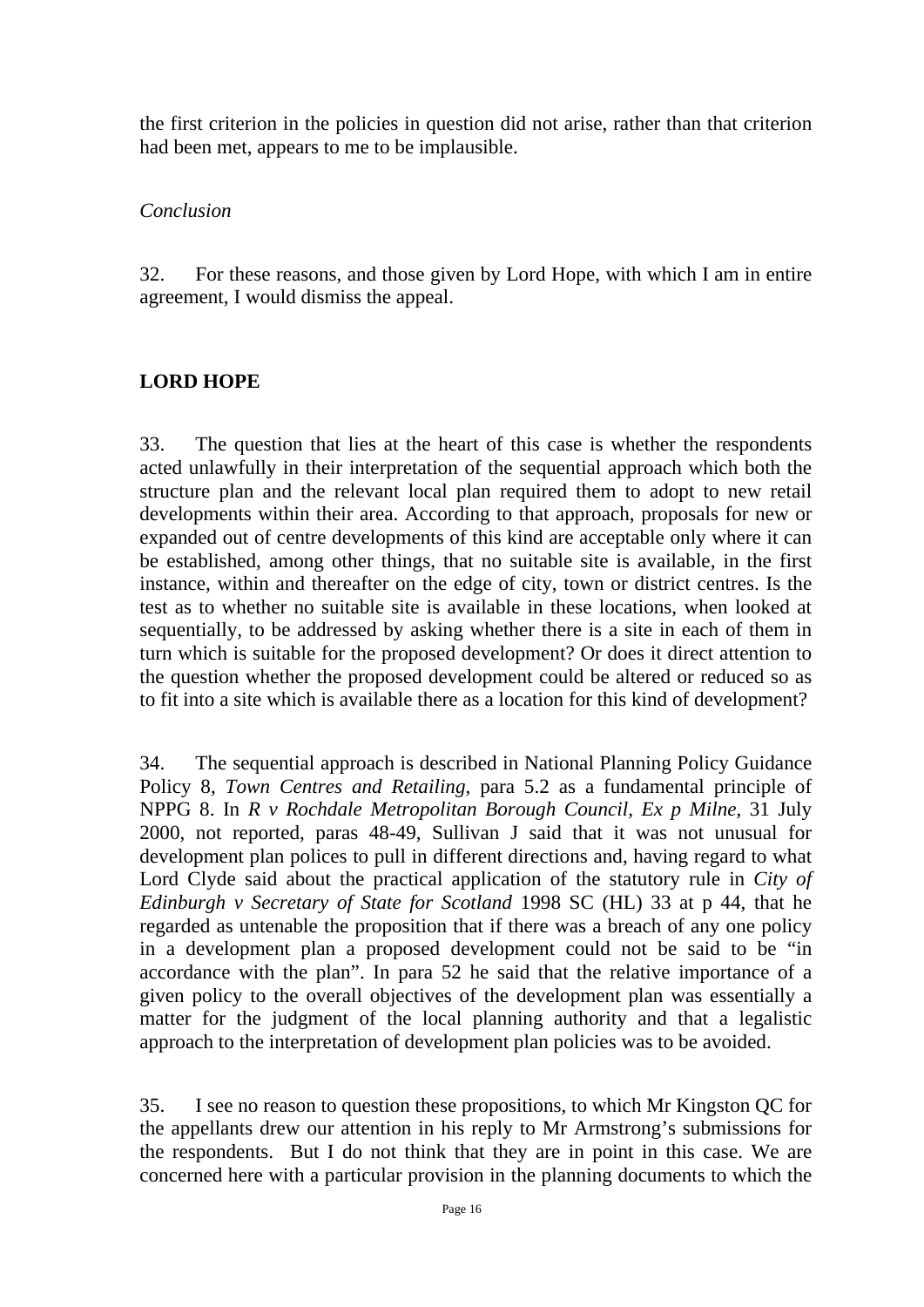the first criterion in the policies in question did not arise, rather than that criterion had been met, appears to me to be implausible.

*Conclusion*

32. For these reasons, and those given by Lord Hope, with which I am in entire agreement, I would dismiss the appeal.

**LORD HOPE**

33. The question that lies at the heart of this case is whether the respondents acted unlawfully in their interpretation of the sequential approach which both the structure plan and the relevant local plan required them to adopt to new retail developments within their area. According to that approach, proposals for new or expanded out of centre developments of this kind are acceptable only where it can be established, among other things, that no suitable site is available, in the first instance, within and thereafter on the edge of city, town or district centres. Is the test as to whether no suitable site is available in these locations, when looked at sequentially, to be addressed by asking whether there is a site in each of them in turn which is suitable for the proposed development? Or does it direct attention to the question whether the proposed development could be altered or reduced so as to fit into a site which is available there as a location for this kind of development?

34. The sequential approach is described in National Planning Policy Guidance Policy 8, *Town Centres and Retailing*, para 5.2 as a fundamental principle of NPPG 8. In *R v Rochdale Metropolitan Borough Council, Ex p Milne*, 31 July 2000, not reported, paras 48-49, Sullivan J said that it was not unusual for development plan polices to pull in different directions and, having regard to what Lord Clyde said about the practical application of the statutory rule in *City of Edinburgh v Secretary of State for Scotland* 1998 SC (HL) 33 at p 44, that he regarded as untenable the proposition that if there was a breach of any one policy in a development plan a proposed development could not be said to be "in accordance with the plan". In para 52 he said that the relative importance of a given policy to the overall objectives of the development plan was essentially a matter for the judgment of the local planning authority and that a legalistic approach to the interpretation of development plan policies was to be avoided.

35. I see no reason to question these propositions, to which Mr Kingston QC for the appellants drew our attention in his reply to Mr Armstrong's submissions for the respondents. But I do not think that they are in point in this case. We are concerned here with a particular provision in the planning documents to which the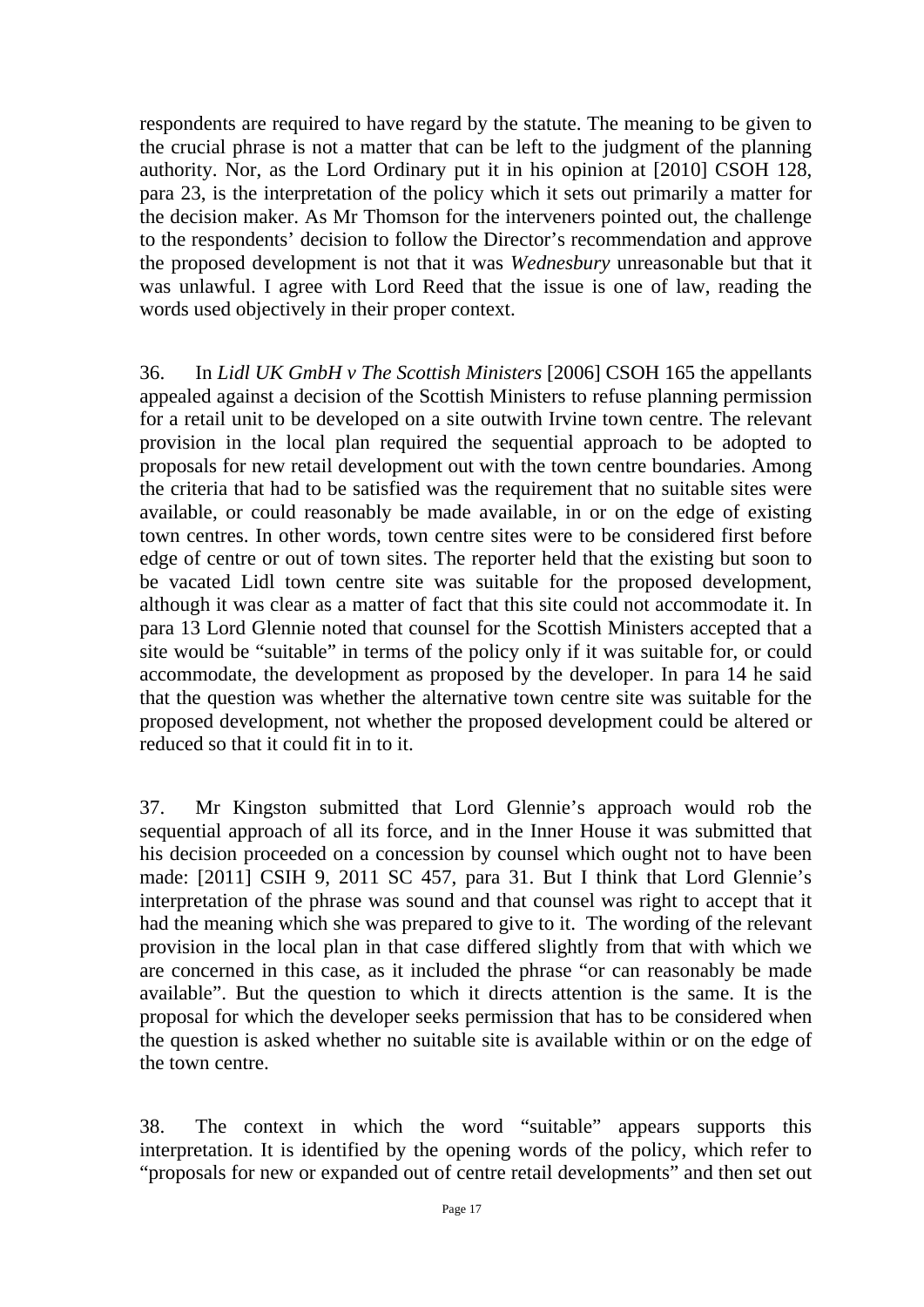respondents are required to have regard by the statute. The meaning to be given to the crucial phrase is not a matter that can be left to the judgment of the planning authority. Nor, as the Lord Ordinary put it in his opinion at [2010] CSOH 128, para 23, is the interpretation of the policy which it sets out primarily a matter for the decision maker. As Mr Thomson for the interveners pointed out, the challenge to the respondents' decision to follow the Director's recommendation and approve the proposed development is not that it was *Wednesbury* unreasonable but that it was unlawful. I agree with Lord Reed that the issue is one of law, reading the words used objectively in their proper context.

36. In *Lidl UK GmbH v The Scottish Ministers* [2006] CSOH 165 the appellants appealed against a decision of the Scottish Ministers to refuse planning permission for a retail unit to be developed on a site outwith Irvine town centre. The relevant provision in the local plan required the sequential approach to be adopted to proposals for new retail development out with the town centre boundaries. Among the criteria that had to be satisfied was the requirement that no suitable sites were available, or could reasonably be made available, in or on the edge of existing town centres. In other words, town centre sites were to be considered first before edge of centre or out of town sites. The reporter held that the existing but soon to be vacated Lidl town centre site was suitable for the proposed development, although it was clear as a matter of fact that this site could not accommodate it. In para 13 Lord Glennie noted that counsel for the Scottish Ministers accepted that a site would be "suitable" in terms of the policy only if it was suitable for, or could accommodate, the development as proposed by the developer. In para 14 he said that the question was whether the alternative town centre site was suitable for the proposed development, not whether the proposed development could be altered or reduced so that it could fit in to it.

37. Mr Kingston submitted that Lord Glennie's approach would rob the sequential approach of all its force, and in the Inner House it was submitted that his decision proceeded on a concession by counsel which ought not to have been made: [2011] CSIH 9, 2011 SC 457, para 31. But I think that Lord Glennie's interpretation of the phrase was sound and that counsel was right to accept that it had the meaning which she was prepared to give to it. The wording of the relevant provision in the local plan in that case differed slightly from that with which we are concerned in this case, as it included the phrase "or can reasonably be made available". But the question to which it directs attention is the same. It is the proposal for which the developer seeks permission that has to be considered when the question is asked whether no suitable site is available within or on the edge of the town centre.

38. The context in which the word "suitable" appears supports this interpretation. It is identified by the opening words of the policy, which refer to "proposals for new or expanded out of centre retail developments" and then set out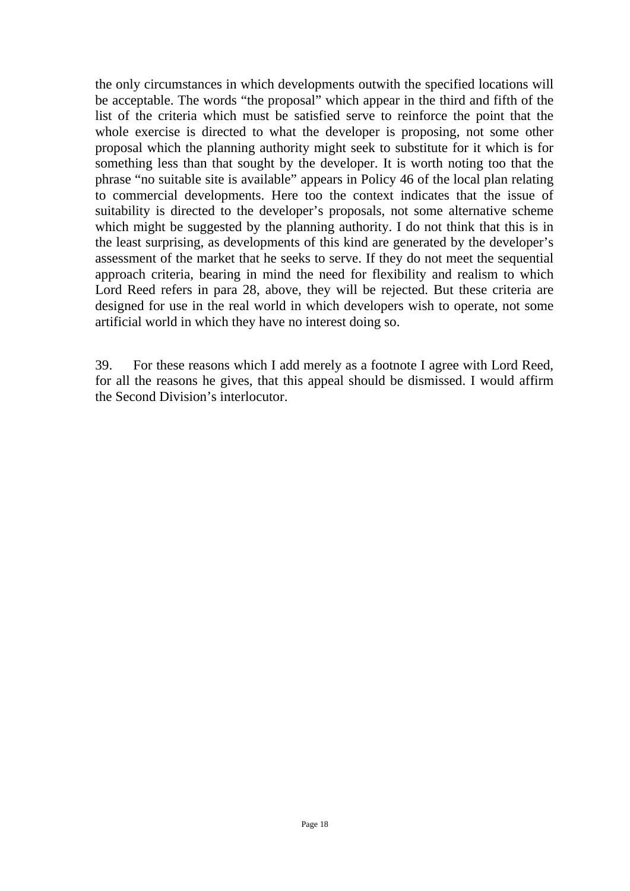the only circumstances in which developments outwith the specified locations will be acceptable. The words "the proposal" which appear in the third and fifth of the list of the criteria which must be satisfied serve to reinforce the point that the whole exercise is directed to what the developer is proposing, not some other proposal which the planning authority might seek to substitute for it which is for something less than that sought by the developer. It is worth noting too that the phrase "no suitable site is available" appears in Policy 46 of the local plan relating to commercial developments. Here too the context indicates that the issue of suitability is directed to the developer's proposals, not some alternative scheme which might be suggested by the planning authority. I do not think that this is in the least surprising, as developments of this kind are generated by the developer's assessment of the market that he seeks to serve. If they do not meet the sequential approach criteria, bearing in mind the need for flexibility and realism to which Lord Reed refers in para 28, above, they will be rejected. But these criteria are designed for use in the real world in which developers wish to operate, not some artificial world in which they have no interest doing so.

39. For these reasons which I add merely as a footnote I agree with Lord Reed, for all the reasons he gives, that this appeal should be dismissed. I would affirm the Second Division's interlocutor.